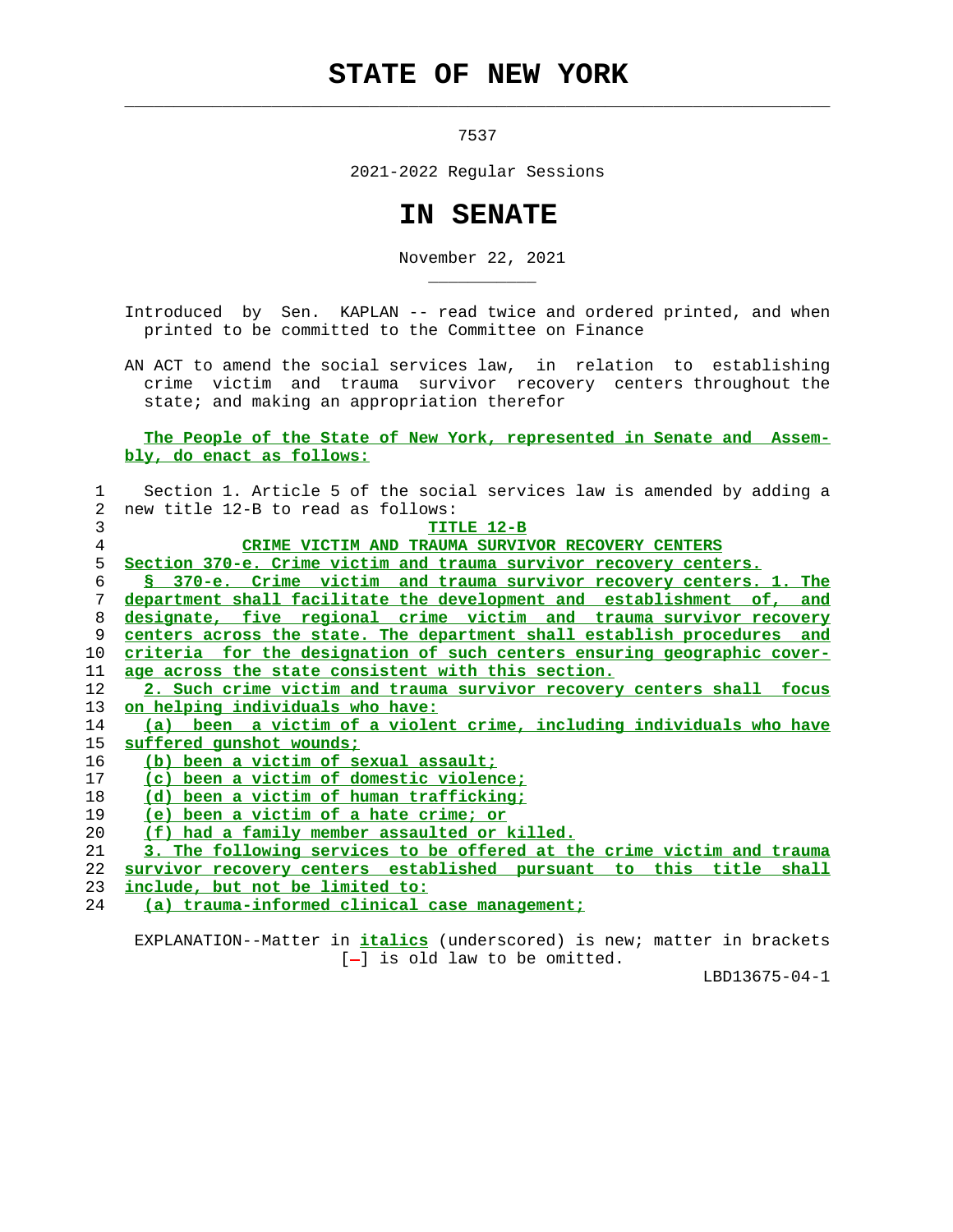# STATE OF NEW YORK

7537

2021-2022 Regular Sessions

# IN SENATE

November 22, 2021

Introduced by Sen. KAPLAN -- read twice and ordered printed, and when printed to be committed to the Committee on Finance

AN ACT to amend the social services law, in relation to establishing crime victim and trauma survivor recovery centers throughout the state; and making an appropriation therefor

The People of the State of New York, represented in Senate and Assembly, do enact as follows:

Section 1. Article 5 of the social services law is amended by adding a new title 12-B to read as follows:

TITLE 12-B

CRIME VICTIM AND TRAUMA SURVIVOR RECOVERY CENTERS

Section 370-e. Crime victim and trauma survivor recovery centers.

§ 370-e. Crime victim and trauma survivor recovery centers. 1. The department shall facilitate the development and establishment of, and designate, five regional crime victim and trauma survivor recovery centers across the state. The department shall establish procedures and criteria for the designation of such centers ensuring geographic coverage across the state consistent with this section.

2. Such crime victim and trauma survivor recovery centers shall focus on helping individuals who have:

(a) been a victim of a violent crime, including individuals who have suffered gunshot wounds;

(b) been a victim of sexual assault;

(c) been a victim of domestic violence;

(d) been a victim of human trafficking;

(e) been a victim of a hate crime; or

(f) had a family member assaulted or killed.

3. The following services to be offered at the crime victim and trauma survivor recovery centers established pursuant to this title shall include, but not be limited to:

(a) trauma-informed clinical case management;

EXPLANATION--Matter in *italics* (underscored) is new; matter in brackets [-] is old law to be omitted.

LBD13675-04-1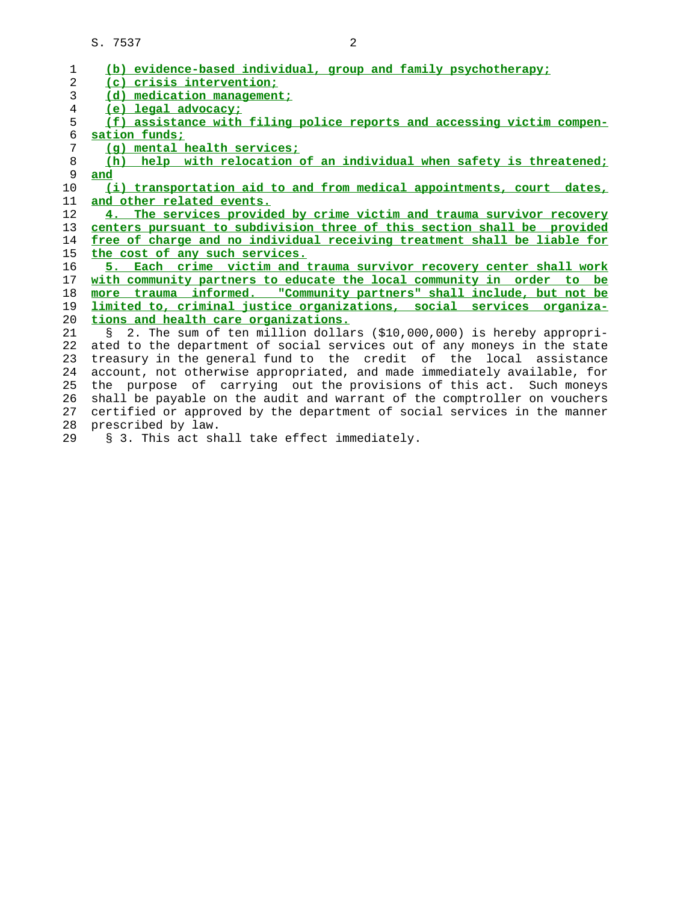(b) evidence-based individual, group and family psychotherapy;

(c) crisis intervention;

(d) medication management;

(e) legal advocacy;

(f) assistance with filing police reports and accessing victim compensation funds;

(g) mental health services;

(h) help with relocation of an individual when safety is threatened; and

(i) transportation aid to and from medical appointments, court dates, and other related events.

4. The services provided by crime victim and trauma survivor recovery centers pursuant to subdivision three of this section shall be provided free of charge and no individual receiving treatment shall be liable for the cost of any such services.

5. Each crime victim and trauma survivor recovery center shall work with community partners to educate the local community in order to be more trauma informed. "Community partners" shall include, but not be limited to, criminal justice organizations, social services organizations and health care organizations.

§ 2. The sum of ten million dollars ($10,000,000) is hereby appropriated to the department of social services out of any moneys in the state treasury in the general fund to the credit of the local assistance account, not otherwise appropriated, and made immediately available, for the purpose of carrying out the provisions of this act. Such moneys shall be payable on the audit and warrant of the comptroller on vouchers certified or approved by the department of social services in the manner prescribed by law.

§ 3. This act shall take effect immediately.